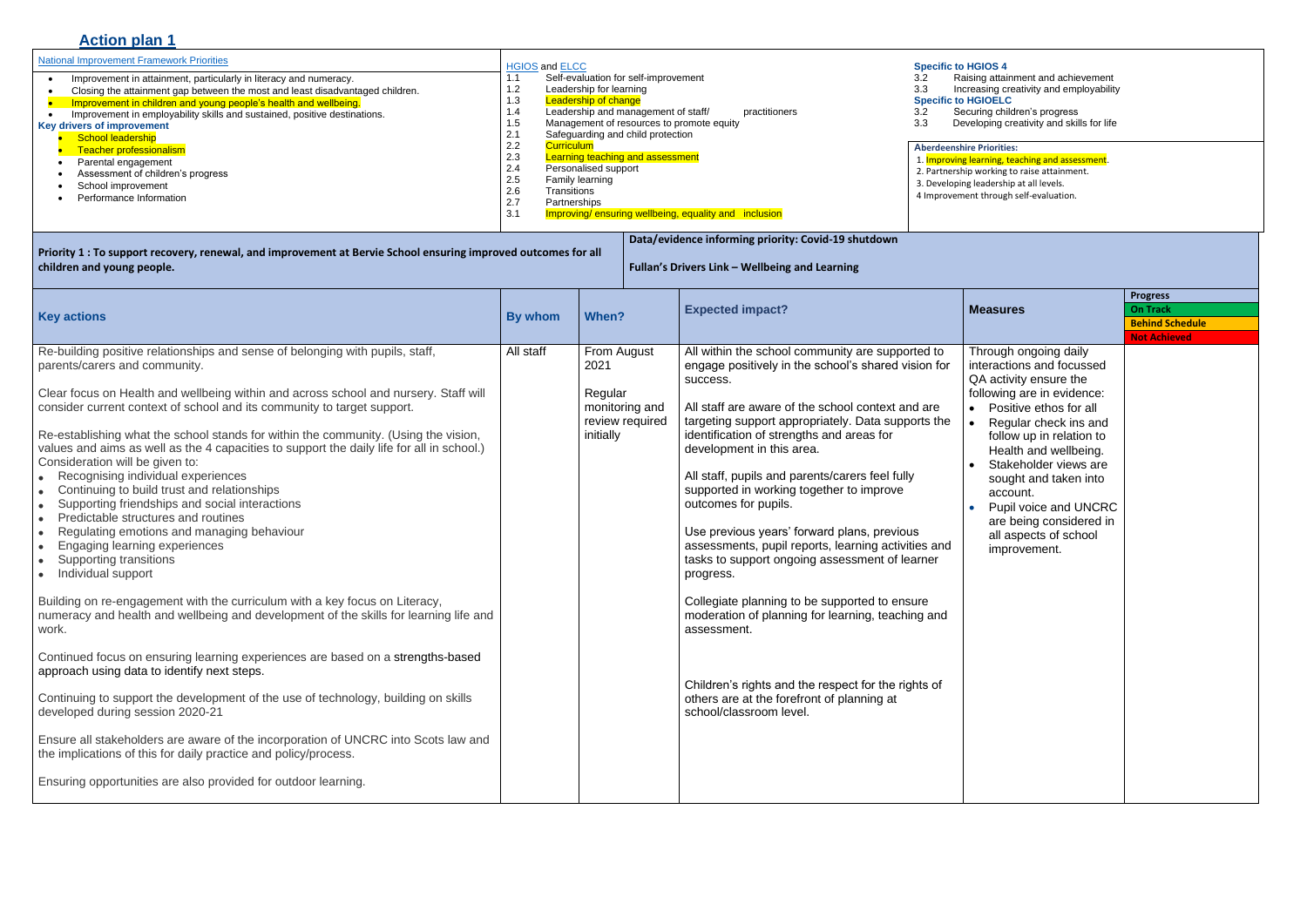# Action plan 1

| National Improvement Framework Priorities | HGIOS and ELCC | Specific to HGIOS 4 |
|---|---|---|
| • Improvement in attainment, particularly in literacy and numeracy.<br>• Closing the attainment gap between the most and least disadvantaged children.<br>• Improvement in children and young people's health and wellbeing.<br>• Improvement in employability skills and sustained, positive destinations.<br>**Key drivers of improvement**<br>• School leadership<br>• Teacher professionalism<br>• Parental engagement<br>• Assessment of children's progress<br>• School improvement<br>• Performance Information | 1.1 Self-evaluation for self-improvement<br>1.2 Leadership for learning<br>1.3 Leadership of change<br>1.4 Leadership and management of staff/ practitioners<br>1.5 Management of resources to promote equity<br>2.1 Safeguarding and child protection<br>2.2 Curriculum<br>2.3 Learning teaching and assessment<br>2.4 Personalised support<br>2.5 Family learning<br>2.6 Transitions<br>2.7 Partnerships<br>3.1 Improving/ ensuring wellbeing, equality and inclusion | 3.2 Raising attainment and achievement<br>3.3 Increasing creativity and employability<br>**Specific to HGIOELC**<br>3.2 Securing children's progress<br>3.3 Developing creativity and skills for life<br><br>**Aberdeenshire Priorities:**<br>1. Improving learning, teaching and assessment.<br>2. Partnership working to raise attainment.<br>3. Developing leadership at all levels.<br>4 Improvement through self-evaluation. |

**Priority 1 : To support recovery, renewal, and improvement at Bervie School ensuring improved outcomes for all children and young people.**

**Data/evidence informing priority: Covid-19 shutdown**

**Fullan's Drivers Link – Wellbeing and Learning**

| Key actions | By whom | When? | Expected impact? | Measures | Progress<br>On Track<br>Behind Schedule<br>Not Achieved |
|---|---|---|---|---|---|
| Re-building positive relationships and sense of belonging with pupils, staff, parents/carers and community.<br><br>Clear focus on Health and wellbeing within and across school and nursery. Staff will consider current context of school and its community to target support.<br><br>Re-establishing what the school stands for within the community. (Using the vision, values and aims as well as the 4 capacities to support the daily life for all in school.) Consideration will be given to:<br>• Recognising individual experiences<br>• Continuing to build trust and relationships<br>• Supporting friendships and social interactions<br>• Predictable structures and routines<br>• Regulating emotions and managing behaviour<br>• Engaging learning experiences<br>• Supporting transitions<br>• Individual support<br><br>Building on re-engagement with the curriculum with a key focus on Literacy, numeracy and health and wellbeing and development of the skills for learning life and work.<br><br>Continued focus on ensuring learning experiences are based on a strengths-based approach using data to identify next steps.<br><br>Continuing to support the development of the use of technology, building on skills developed during session 2020-21<br><br>Ensure all stakeholders are aware of the incorporation of UNCRC into Scots law and the implications of this for daily practice and policy/process.<br><br>Ensuring opportunities are also provided for outdoor learning. | All staff | From August 2021<br><br>Regular monitoring and review required initially | All within the school community are supported to engage positively in the school's shared vision for success.<br><br>All staff are aware of the school context and are targeting support appropriately. Data supports the identification of strengths and areas for development in this area.<br><br>All staff, pupils and parents/carers feel fully supported in working together to improve outcomes for pupils.<br><br>Use previous years' forward plans, previous assessments, pupil reports, learning activities and tasks to support ongoing assessment of learner progress.<br><br>Collegiate planning to be supported to ensure moderation of planning for learning, teaching and assessment.<br><br>Children's rights and the respect for the rights of others are at the forefront of planning at school/classroom level. | Through ongoing daily interactions and focussed QA activity ensure the following are in evidence:<br>• Positive ethos for all<br>• Regular check ins and follow up in relation to Health and wellbeing.<br>• Stakeholder views are sought and taken into account.<br>• Pupil voice and UNCRC are being considered in all aspects of school improvement. | |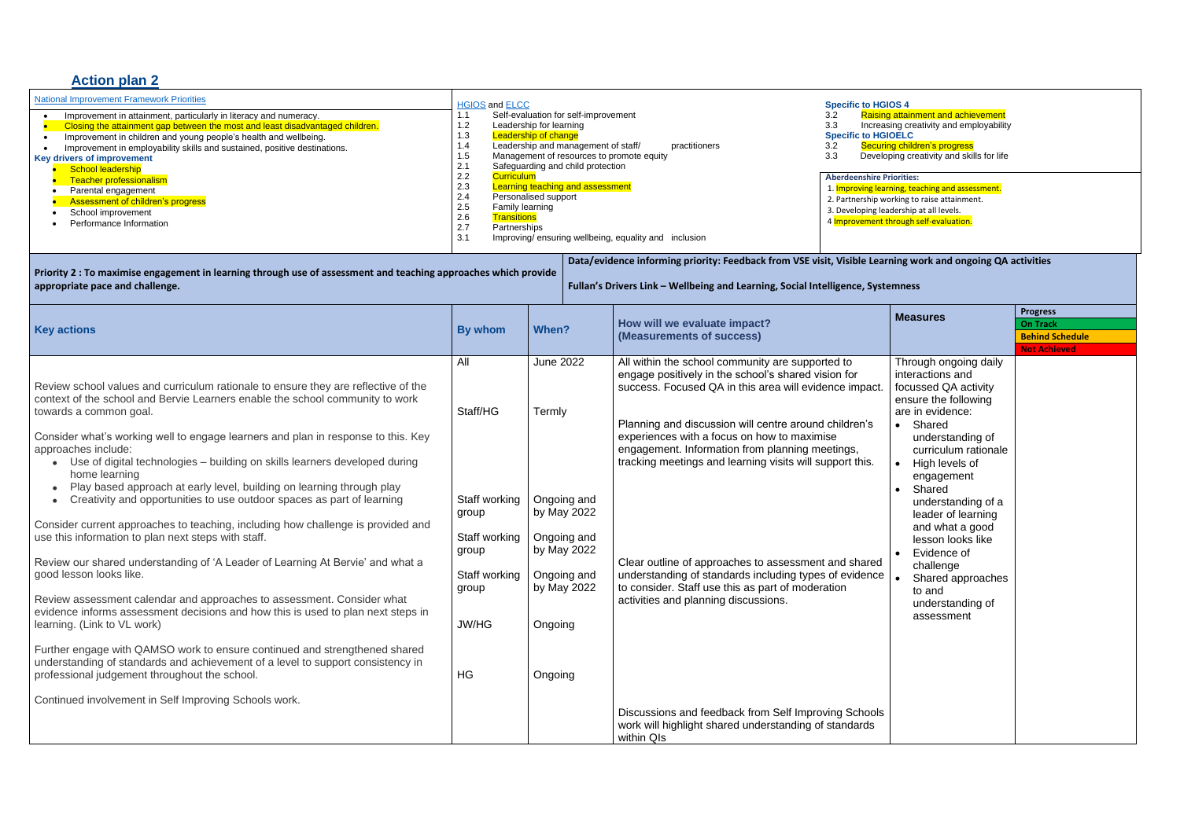## Action plan 2

| National Improvement Framework Priorities | HGIOS and ELCC | Specific to HGIOS 4 |
|---|---|---|
| • Improvement in attainment, particularly in literacy and numeracy.<br>• Closing the attainment gap between the most and least disadvantaged children.<br>• Improvement in children and young people's health and wellbeing.<br>• Improvement in employability skills and sustained, positive destinations.<br>**Key drivers of improvement**<br>• School leadership<br>• Teacher professionalism<br>• Parental engagement<br>• Assessment of children's progress<br>• School improvement<br>• Performance Information | 1.1 Self-evaluation for self-improvement<br>1.2 Leadership for learning<br>1.3 Leadership of change<br>1.4 Leadership and management of staff/ practitioners<br>1.5 Management of resources to promote equity<br>2.1 Safeguarding and child protection<br>2.2 Curriculum<br>2.3 Learning teaching and assessment<br>2.4 Personalised support<br>2.5 Family learning<br>2.6 Transitions<br>2.7 Partnerships<br>3.1 Improving/ ensuring wellbeing, equality and inclusion | 3.2 Raising attainment and achievement<br>3.3 Increasing creativity and employability<br>**Specific to HGIOELC**<br>3.2 Securing children's progress<br>3.3 Developing creativity and skills for life<br>**Aberdeenshire Priorities:**<br>1. Improving learning, teaching and assessment.<br>2. Partnership working to raise attainment.<br>3. Developing leadership at all levels.<br>4 Improvement through self-evaluation. |

**Priority 2 : To maximise engagement in learning through use of assessment and teaching approaches which provide appropriate pace and challenge.**

**Data/evidence informing priority: Feedback from VSE visit, Visible Learning work and ongoing QA activities**

**Fullan's Drivers Link – Wellbeing and Learning, Social Intelligence, Systemness**

| Key actions | By whom | When? | How will we evaluate impact? (Measurements of success) | Measures | Progress<br>On Track<br>Behind Schedule<br>Not Achieved |
|---|---|---|---|---|---|
| Review school values and curriculum rationale to ensure they are reflective of the context of the school and Bervie Learners enable the school community to work towards a common goal. | All | June 2022 | All within the school community are supported to engage positively in the school's shared vision for success. Focused QA in this area will evidence impact. | Through ongoing daily interactions and focussed QA activity ensure the following are in evidence:<br>• Shared understanding of curriculum rationale<br>• High levels of engagement<br>• Shared understanding of a leader of learning and what a good lesson looks like<br>• Evidence of challenge<br>• Shared approaches to and understanding of assessment | |
| Consider what's working well to engage learners and plan in response to this. Key approaches include:<br>• Use of digital technologies – building on skills learners developed during home learning<br>• Play based approach at early level, building on learning through play<br>• Creativity and opportunities to use outdoor spaces as part of learning | Staff/HG | Termly | Planning and discussion will centre around children's experiences with a focus on how to maximise engagement. Information from planning meetings, tracking meetings and learning visits will support this. | | |
| Consider current approaches to teaching, including how challenge is provided and use this information to plan next steps with staff. | Staff working group | Ongoing and by May 2022 | | | |
| Review our shared understanding of 'A Leader of Learning At Bervie' and what a good lesson looks like. | Staff working group | Ongoing and by May 2022 | | | |
| Review assessment calendar and approaches to assessment. Consider what evidence informs assessment decisions and how this is used to plan next steps in learning. (Link to VL work) | Staff working group | Ongoing and by May 2022 | Clear outline of approaches to assessment and shared understanding of standards including types of evidence to consider. Staff use this as part of moderation activities and planning discussions. | | |
| Further engage with QAMSO work to ensure continued and strengthened shared understanding of standards and achievement of a level to support consistency in professional judgement throughout the school. | JW/HG | Ongoing | | | |
| Continued involvement in Self Improving Schools work. | HG | Ongoing | Discussions and feedback from Self Improving Schools work will highlight shared understanding of standards within QIs | | |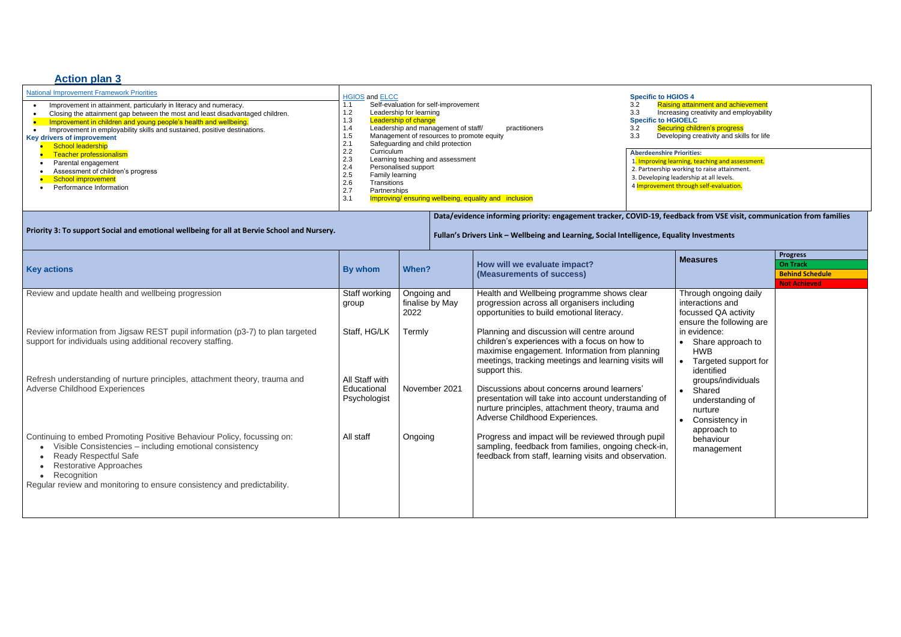## Action plan 3

| National Improvement Framework Priorities | HGIOS and ELCC | Specific to HGIOS 4 |
|---|---|---|
| • Improvement in attainment, particularly in literacy and numeracy.<br>• Closing the attainment gap between the most and least disadvantaged children.<br>• Improvement in children and young people's health and wellbeing.<br>• Improvement in employability skills and sustained, positive destinations.<br>**Key drivers of improvement**<br>• School leadership<br>• Teacher professionalism<br>• Parental engagement<br>• Assessment of children's progress<br>• School improvement<br>• Performance Information | 1.1 Self-evaluation for self-improvement<br>1.2 Leadership for learning<br>1.3 Leadership of change<br>1.4 Leadership and management of staff/ practitioners<br>1.5 Management of resources to promote equity<br>2.1 Safeguarding and child protection<br>2.2 Curriculum<br>2.3 Learning teaching and assessment<br>2.4 Personalised support<br>2.5 Family learning<br>2.6 Transitions<br>2.7 Partnerships<br>3.1 Improving/ ensuring wellbeing, equality and inclusion | 3.2 Raising attainment and achievement<br>3.3 Increasing creativity and employability<br>**Specific to HGIOELC**<br>3.2 Securing children's progress<br>3.3 Developing creativity and skills for life<br><br>**Aberdeenshire Priorities:**<br>1. Improving learning, teaching and assessment.<br>2. Partnership working to raise attainment.<br>3. Developing leadership at all levels.<br>4 Improvement through self-evaluation. |

**Priority 3: To support Social and emotional wellbeing for all at Bervie School and Nursery.**

**Data/evidence informing priority: engagement tracker, COVID-19, feedback from VSE visit, communication from families**

**Fullan's Drivers Link – Wellbeing and Learning, Social Intelligence, Equality Investments**

| Key actions | By whom | When? | How will we evaluate impact? (Measurements of success) | Measures | Progress<br>On Track<br>Behind Schedule<br>Not Achieved |
|---|---|---|---|---|---|
| Review and update health and wellbeing progression | Staff working group | Ongoing and finalise by May 2022 | Health and Wellbeing programme shows clear progression across all organisers including opportunities to build emotional literacy. | Through ongoing daily interactions and focussed QA activity ensure the following are in evidence:<br>• Share approach to HWB<br>• Targeted support for identified groups/individuals<br>• Shared understanding of nurture<br>• Consistency in approach to behaviour management | |
| Review information from Jigsaw REST pupil information (p3-7) to plan targeted support for individuals using additional recovery staffing. | Staff, HG/LK | Termly | Planning and discussion will centre around children's experiences with a focus on how to maximise engagement. Information from planning meetings, tracking meetings and learning visits will support this. | | |
| Refresh understanding of nurture principles, attachment theory, trauma and Adverse Childhood Experiences | All Staff with Educational Psychologist | November 2021 | Discussions about concerns around learners' presentation will take into account understanding of nurture principles, attachment theory, trauma and Adverse Childhood Experiences. | | |
| Continuing to embed Promoting Positive Behaviour Policy, focussing on:<br>• Visible Consistencies – including emotional consistency<br>• Ready Respectful Safe<br>• Restorative Approaches<br>• Recognition<br>Regular review and monitoring to ensure consistency and predictability. | All staff | Ongoing | Progress and impact will be reviewed through pupil sampling, feedback from families, ongoing check-in, feedback from staff, learning visits and observation. | | |